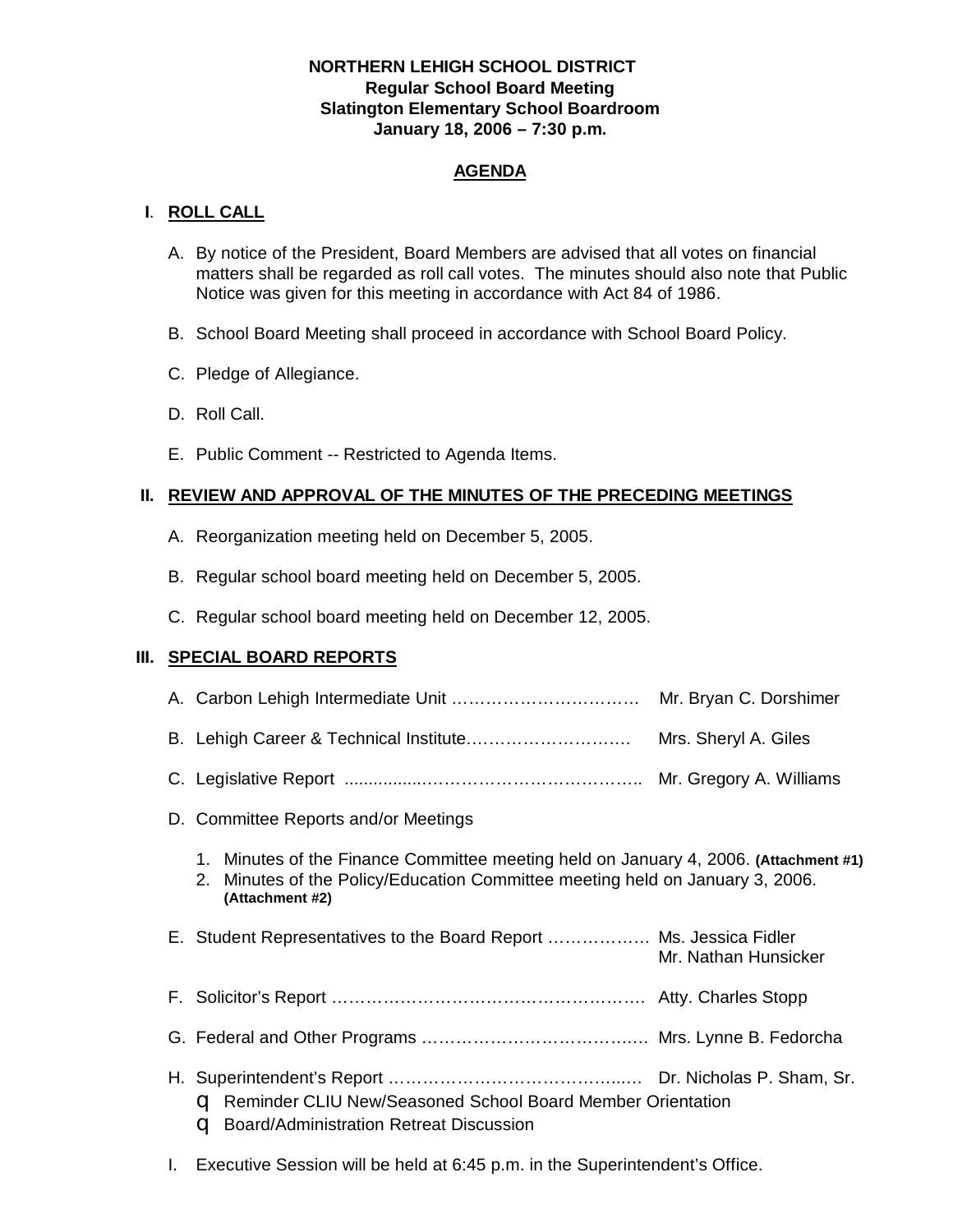**NORTHERN LEHIGH SCHOOL DISTRICT**
**Regular School Board Meeting**
**Slatington Elementary School Boardroom**
**January 18, 2006 – 7:30 p.m.**

## AGENDA

### I. ROLL CALL

A. By notice of the President, Board Members are advised that all votes on financial matters shall be regarded as roll call votes. The minutes should also note that Public Notice was given for this meeting in accordance with Act 84 of 1986.

B. School Board Meeting shall proceed in accordance with School Board Policy.

C. Pledge of Allegiance.

D. Roll Call.

E. Public Comment -- Restricted to Agenda Items.

### II. REVIEW AND APPROVAL OF THE MINUTES OF THE PRECEDING MEETINGS

A. Reorganization meeting held on December 5, 2005.

B. Regular school board meeting held on December 5, 2005.

C. Regular school board meeting held on December 12, 2005.

### III. SPECIAL BOARD REPORTS

A. Carbon Lehigh Intermediate Unit …………………………… Mr. Bryan C. Dorshimer

B. Lehigh Career & Technical Institute………………………… Mrs. Sheryl A. Giles

C. Legislative Report ................……………………………….. Mr. Gregory A. Williams

D. Committee Reports and/or Meetings

1. Minutes of the Finance Committee meeting held on January 4, 2006. **(Attachment #1)**
2. Minutes of the Policy/Education Committee meeting held on January 3, 2006. **(Attachment #2)**

E. Student Representatives to the Board Report ……………… Ms. Jessica Fidler
Mr. Nathan Hunsicker

F. Solicitor's Report ………………………………………………. Atty. Charles Stopp

G. Federal and Other Programs …………………………………. Mrs. Lynne B. Fedorcha

H. Superintendent's Report ……………………………………… Dr. Nicholas P. Sham, Sr.

- Reminder CLIU New/Seasoned School Board Member Orientation
- Board/Administration Retreat Discussion

I. Executive Session will be held at 6:45 p.m. in the Superintendent's Office.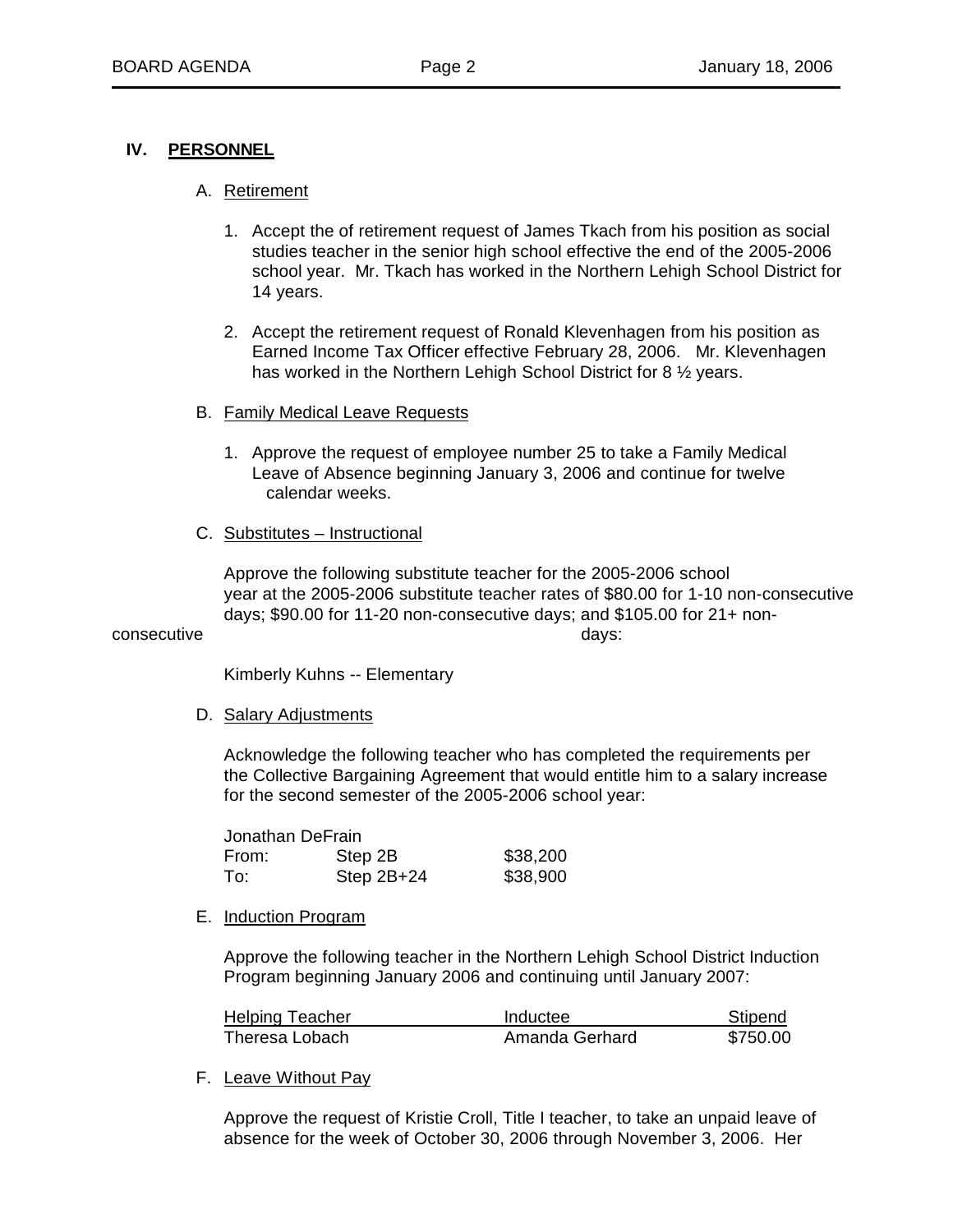## IV. PERSONNEL

### A. Retirement

1. Accept the of retirement request of James Tkach from his position as social studies teacher in the senior high school effective the end of the 2005-2006 school year. Mr. Tkach has worked in the Northern Lehigh School District for 14 years.

2. Accept the retirement request of Ronald Klevenhagen from his position as Earned Income Tax Officer effective February 28, 2006. Mr. Klevenhagen has worked in the Northern Lehigh School District for 8 ½ years.

### B. Family Medical Leave Requests

1. Approve the request of employee number 25 to take a Family Medical Leave of Absence beginning January 3, 2006 and continue for twelve calendar weeks.

### C. Substitutes – Instructional

Approve the following substitute teacher for the 2005-2006 school year at the 2005-2006 substitute teacher rates of $80.00 for 1-10 non-consecutive days; $90.00 for 11-20 non-consecutive days; and $105.00 for 21+ non-consecutive days:

Kimberly Kuhns -- Elementary

### D. Salary Adjustments

Acknowledge the following teacher who has completed the requirements per the Collective Bargaining Agreement that would entitle him to a salary increase for the second semester of the 2005-2006 school year:

Jonathan DeFrain

| | | |
|---|---|---|
| From: | Step 2B | $38,200 |
| To: | Step 2B+24 | $38,900 |

### E. Induction Program

Approve the following teacher in the Northern Lehigh School District Induction Program beginning January 2006 and continuing until January 2007:

| Helping Teacher | Inductee | Stipend |
|---|---|---|
| Theresa Lobach | Amanda Gerhard | $750.00 |

### F. Leave Without Pay

Approve the request of Kristie Croll, Title I teacher, to take an unpaid leave of absence for the week of October 30, 2006 through November 3, 2006. Her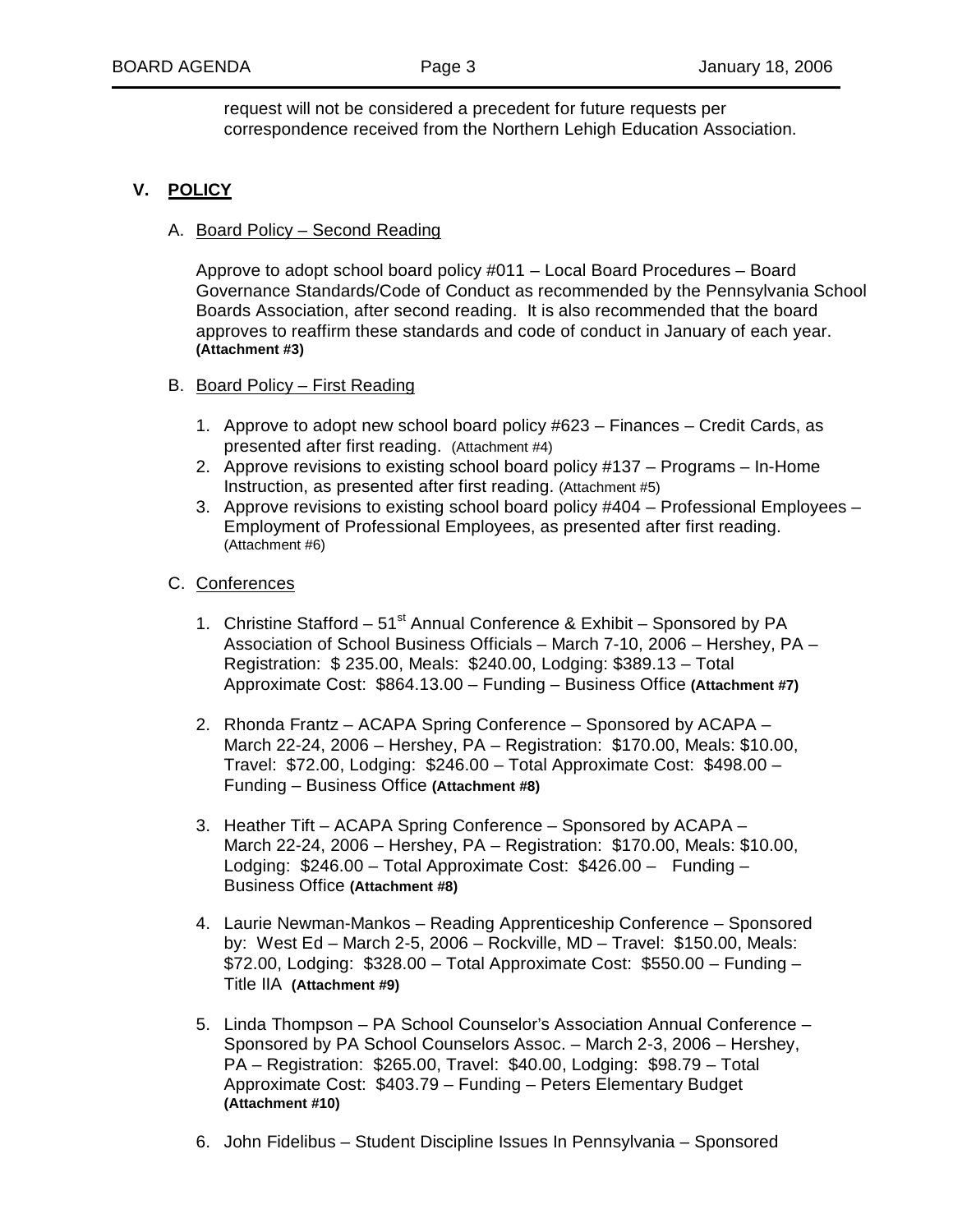request will not be considered a precedent for future requests per correspondence received from the Northern Lehigh Education Association.

## V. POLICY

A. Board Policy – Second Reading

Approve to adopt school board policy #011 – Local Board Procedures – Board Governance Standards/Code of Conduct as recommended by the Pennsylvania School Boards Association, after second reading. It is also recommended that the board approves to reaffirm these standards and code of conduct in January of each year. **(Attachment #3)**

B. Board Policy – First Reading

1. Approve to adopt new school board policy #623 – Finances – Credit Cards, as presented after first reading. (Attachment #4)
2. Approve revisions to existing school board policy #137 – Programs – In-Home Instruction, as presented after first reading. (Attachment #5)
3. Approve revisions to existing school board policy #404 – Professional Employees – Employment of Professional Employees, as presented after first reading. (Attachment #6)

C. Conferences

1. Christine Stafford – 51st Annual Conference & Exhibit – Sponsored by PA Association of School Business Officials – March 7-10, 2006 – Hershey, PA – Registration: $ 235.00, Meals: $240.00, Lodging: $389.13 – Total Approximate Cost: $864.13.00 – Funding – Business Office **(Attachment #7)**

2. Rhonda Frantz – ACAPA Spring Conference – Sponsored by ACAPA – March 22-24, 2006 – Hershey, PA – Registration: $170.00, Meals: $10.00, Travel: $72.00, Lodging: $246.00 – Total Approximate Cost: $498.00 – Funding – Business Office **(Attachment #8)**

3. Heather Tift – ACAPA Spring Conference – Sponsored by ACAPA – March 22-24, 2006 – Hershey, PA – Registration: $170.00, Meals: $10.00, Lodging: $246.00 – Total Approximate Cost: $426.00 – Funding – Business Office **(Attachment #8)**

4. Laurie Newman-Mankos – Reading Apprenticeship Conference – Sponsored by: West Ed – March 2-5, 2006 – Rockville, MD – Travel: $150.00, Meals: $72.00, Lodging: $328.00 – Total Approximate Cost: $550.00 – Funding – Title IIA **(Attachment #9)**

5. Linda Thompson – PA School Counselor's Association Annual Conference – Sponsored by PA School Counselors Assoc. – March 2-3, 2006 – Hershey, PA – Registration: $265.00, Travel: $40.00, Lodging: $98.79 – Total Approximate Cost: $403.79 – Funding – Peters Elementary Budget **(Attachment #10)**

6. John Fidelibus – Student Discipline Issues In Pennsylvania – Sponsored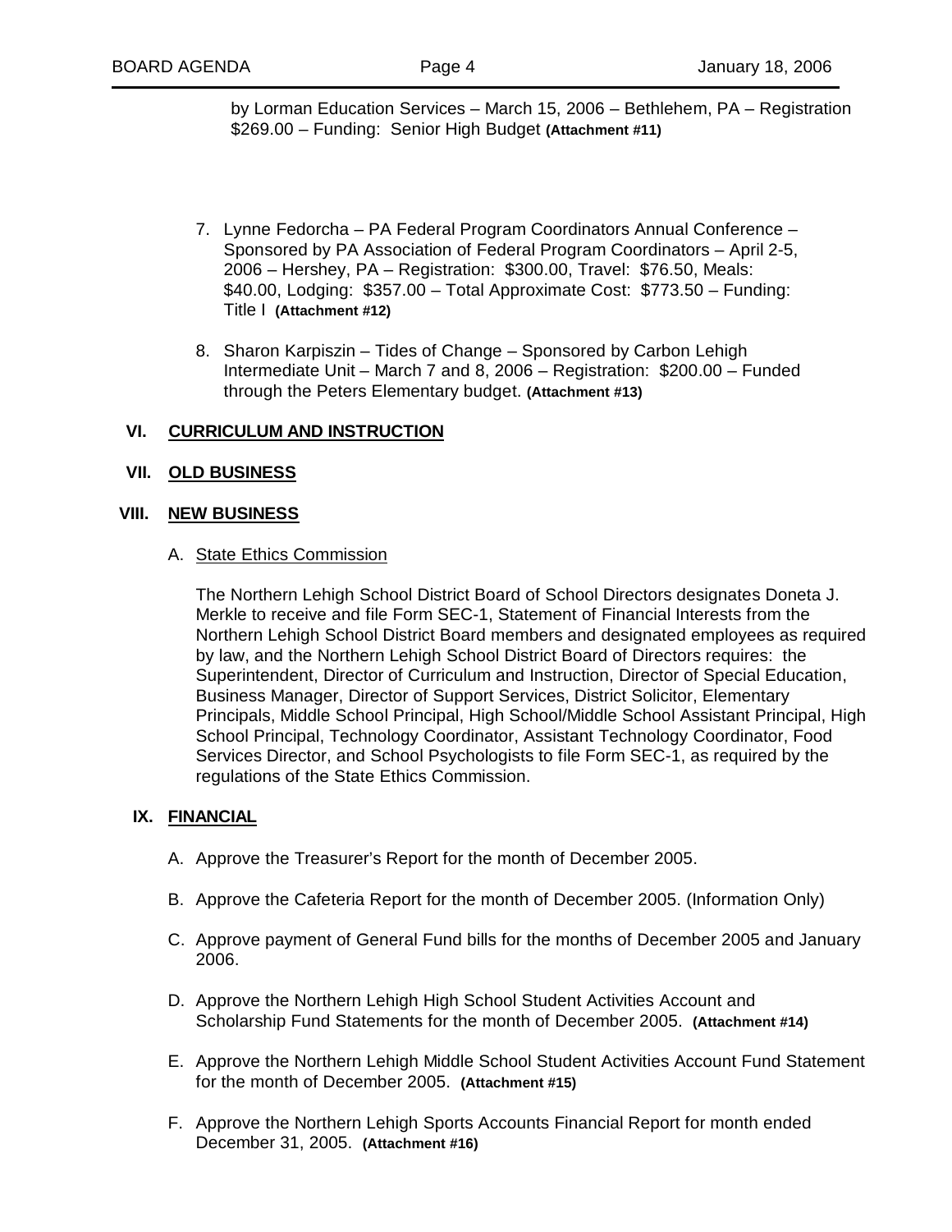by Lorman Education Services – March 15, 2006 – Bethlehem, PA – Registration $269.00 – Funding: Senior High Budget **(Attachment #11)**

7. Lynne Fedorcha – PA Federal Program Coordinators Annual Conference – Sponsored by PA Association of Federal Program Coordinators – April 2-5, 2006 – Hershey, PA – Registration: $300.00, Travel: $76.50, Meals: $40.00, Lodging: $357.00 – Total Approximate Cost: $773.50 – Funding: Title I **(Attachment #12)**

8. Sharon Karpiszin – Tides of Change – Sponsored by Carbon Lehigh Intermediate Unit – March 7 and 8, 2006 – Registration: $200.00 – Funded through the Peters Elementary budget. **(Attachment #13)**

## VI. CURRICULUM AND INSTRUCTION

## VII. OLD BUSINESS

## VIII. NEW BUSINESS

A. State Ethics Commission

The Northern Lehigh School District Board of School Directors designates Doneta J. Merkle to receive and file Form SEC-1, Statement of Financial Interests from the Northern Lehigh School District Board members and designated employees as required by law, and the Northern Lehigh School District Board of Directors requires: the Superintendent, Director of Curriculum and Instruction, Director of Special Education, Business Manager, Director of Support Services, District Solicitor, Elementary Principals, Middle School Principal, High School/Middle School Assistant Principal, High School Principal, Technology Coordinator, Assistant Technology Coordinator, Food Services Director, and School Psychologists to file Form SEC-1, as required by the regulations of the State Ethics Commission.

## IX. FINANCIAL

A. Approve the Treasurer's Report for the month of December 2005.

B. Approve the Cafeteria Report for the month of December 2005. (Information Only)

C. Approve payment of General Fund bills for the months of December 2005 and January 2006.

D. Approve the Northern Lehigh High School Student Activities Account and Scholarship Fund Statements for the month of December 2005. **(Attachment #14)**

E. Approve the Northern Lehigh Middle School Student Activities Account Fund Statement for the month of December 2005. **(Attachment #15)**

F. Approve the Northern Lehigh Sports Accounts Financial Report for month ended December 31, 2005. **(Attachment #16)**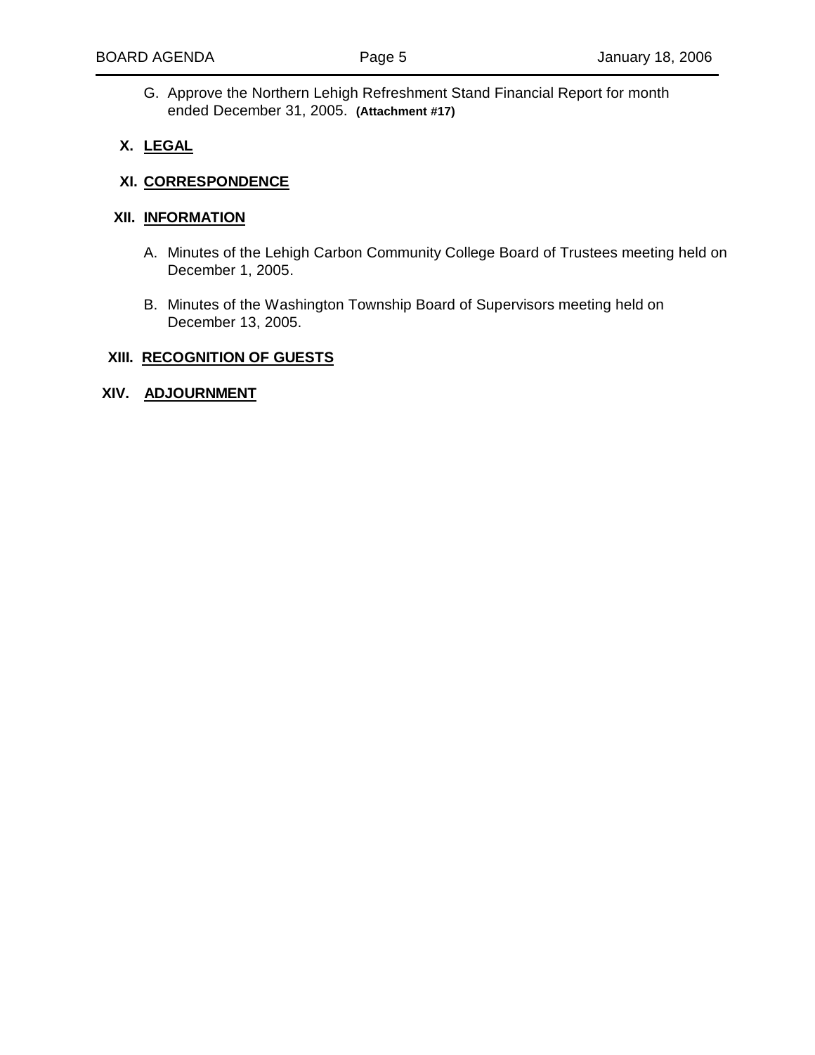G. Approve the Northern Lehigh Refreshment Stand Financial Report for month ended December 31, 2005. **(Attachment #17)**

## X. LEGAL

## XI. CORRESPONDENCE

## XII. INFORMATION

A. Minutes of the Lehigh Carbon Community College Board of Trustees meeting held on December 1, 2005.

B. Minutes of the Washington Township Board of Supervisors meeting held on December 13, 2005.

## XIII. RECOGNITION OF GUESTS

## XIV. ADJOURNMENT